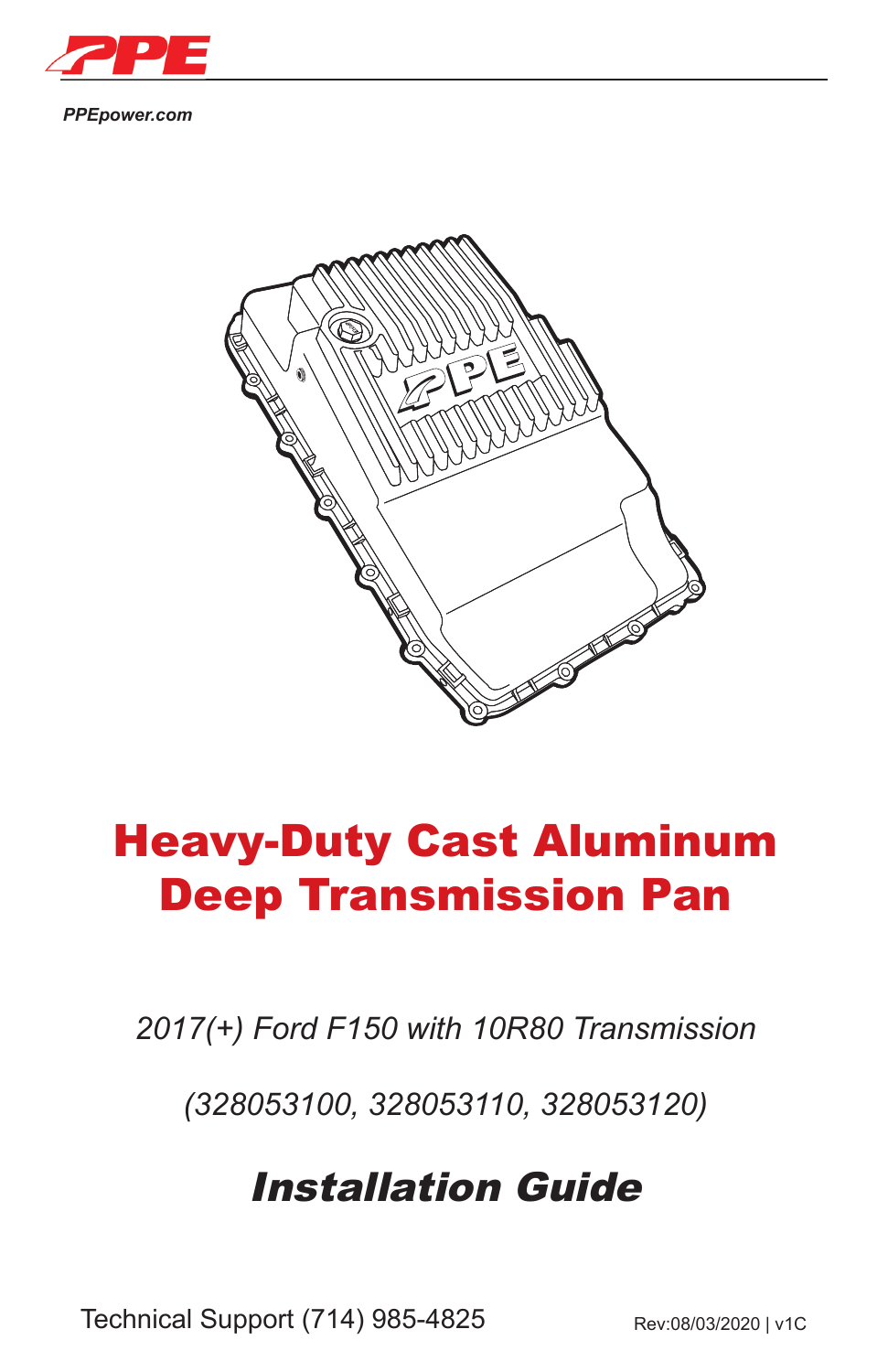PPE

*PPEpower.com*

# Heavy-Duty Cast Aluminum Deep Transmission Pan

*2017(+) Ford F150 with 10R80 Transmission*

*(328053100, 328053110, 328053120)*

## *Installation Guide*

Technical Support (714) 985-4825

Rev:08/03/2020 | v1C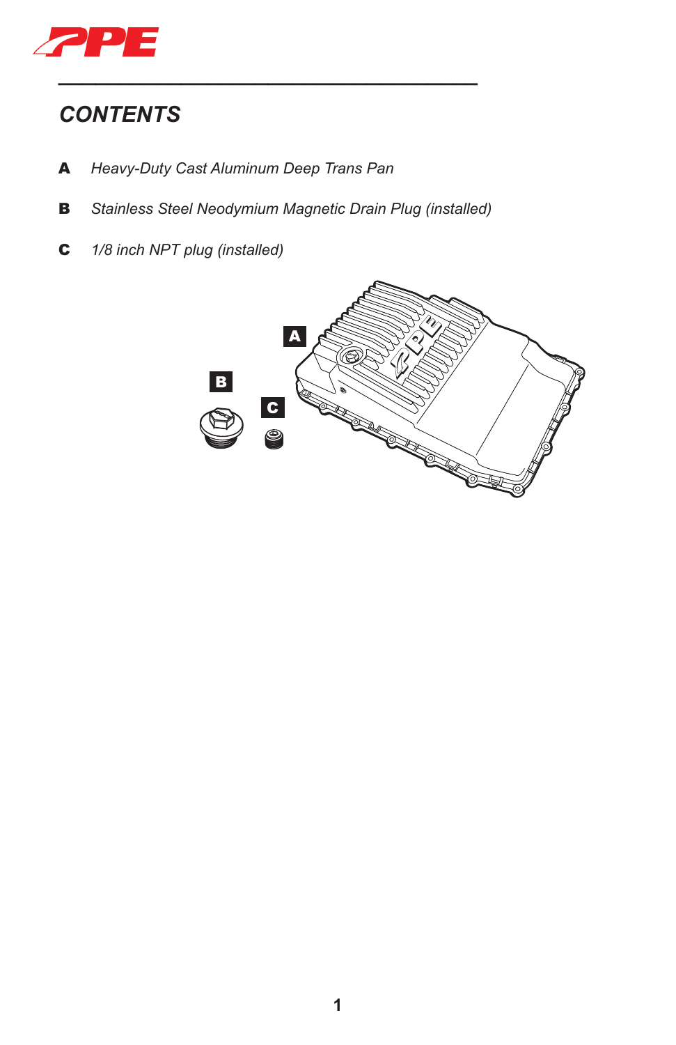## CONTENTS

**A** *Heavy-Duty Cast Aluminum Deep Trans Pan*

**B** *Stainless Steel Neodymium Magnetic Drain Plug (installed)*

**C** *1/8 inch NPT plug (installed)*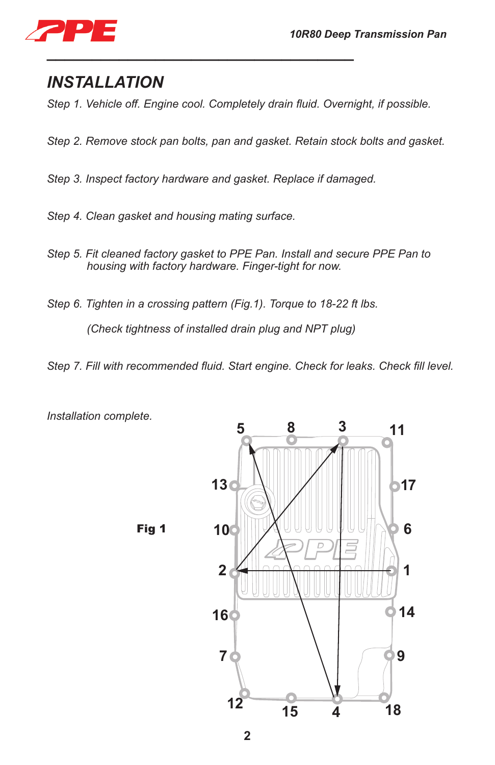# *INSTALLATION*

*Step 1. Vehicle off. Engine cool. Completely drain fluid. Overnight, if possible.*

*Step 2. Remove stock pan bolts, pan and gasket. Retain stock bolts and gasket.*

*Step 3. Inspect factory hardware and gasket. Replace if damaged.*

*Step 4. Clean gasket and housing mating surface.*

*Step 5. Fit cleaned factory gasket to PPE Pan. Install and secure PPE Pan to housing with factory hardware. Finger-tight for now.*

*Step 6. Tighten in a crossing pattern (Fig.1). Torque to 18-22 ft lbs.*

*(Check tightness of installed drain plug and NPT plug)*

*Step 7. Fill with recommended fluid. Start engine. Check for leaks. Check fill level.*

*Installation complete.*

**Fig 1**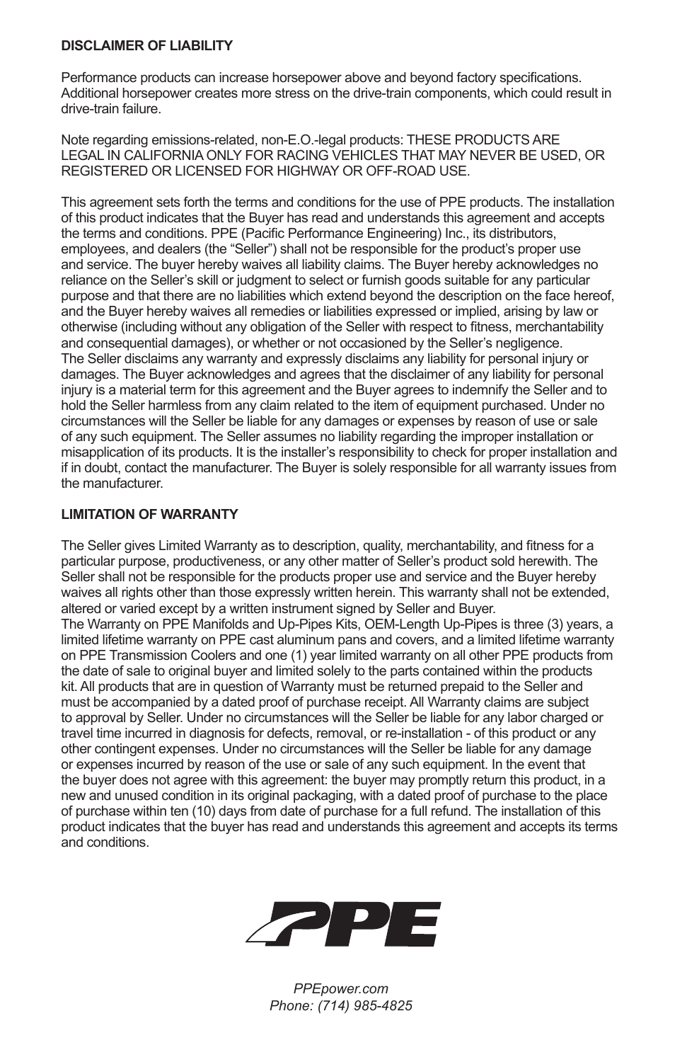**DISCLAIMER OF LIABILITY**

Performance products can increase horsepower above and beyond factory specifications. Additional horsepower creates more stress on the drive-train components, which could result in drive-train failure.

Note regarding emissions-related, non-E.O.-legal products: THESE PRODUCTS ARE LEGAL IN CALIFORNIA ONLY FOR RACING VEHICLES THAT MAY NEVER BE USED, OR REGISTERED OR LICENSED FOR HIGHWAY OR OFF-ROAD USE.

This agreement sets forth the terms and conditions for the use of PPE products. The installation of this product indicates that the Buyer has read and understands this agreement and accepts the terms and conditions. PPE (Pacific Performance Engineering) Inc., its distributors, employees, and dealers (the "Seller") shall not be responsible for the product's proper use and service. The buyer hereby waives all liability claims. The Buyer hereby acknowledges no reliance on the Seller's skill or judgment to select or furnish goods suitable for any particular purpose and that there are no liabilities which extend beyond the description on the face hereof, and the Buyer hereby waives all remedies or liabilities expressed or implied, arising by law or otherwise (including without any obligation of the Seller with respect to fitness, merchantability and consequential damages), or whether or not occasioned by the Seller's negligence.
The Seller disclaims any warranty and expressly disclaims any liability for personal injury or damages. The Buyer acknowledges and agrees that the disclaimer of any liability for personal injury is a material term for this agreement and the Buyer agrees to indemnify the Seller and to hold the Seller harmless from any claim related to the item of equipment purchased. Under no circumstances will the Seller be liable for any damages or expenses by reason of use or sale of any such equipment. The Seller assumes no liability regarding the improper installation or misapplication of its products. It is the installer's responsibility to check for proper installation and if in doubt, contact the manufacturer. The Buyer is solely responsible for all warranty issues from the manufacturer.

**LIMITATION OF WARRANTY**

The Seller gives Limited Warranty as to description, quality, merchantability, and fitness for a particular purpose, productiveness, or any other matter of Seller's product sold herewith. The Seller shall not be responsible for the products proper use and service and the Buyer hereby waives all rights other than those expressly written herein. This warranty shall not be extended, altered or varied except by a written instrument signed by Seller and Buyer.
The Warranty on PPE Manifolds and Up-Pipes Kits, OEM-Length Up-Pipes is three (3) years, a limited lifetime warranty on PPE cast aluminum pans and covers, and a limited lifetime warranty on PPE Transmission Coolers and one (1) year limited warranty on all other PPE products from the date of sale to original buyer and limited solely to the parts contained within the products kit. All products that are in question of Warranty must be returned prepaid to the Seller and must be accompanied by a dated proof of purchase receipt. All Warranty claims are subject to approval by Seller. Under no circumstances will the Seller be liable for any labor charged or travel time incurred in diagnosis for defects, removal, or re-installation - of this product or any other contingent expenses. Under no circumstances will the Seller be liable for any damage or expenses incurred by reason of the use or sale of any such equipment. In the event that the buyer does not agree with this agreement: the buyer may promptly return this product, in a new and unused condition in its original packaging, with a dated proof of purchase to the place of purchase within ten (10) days from date of purchase for a full refund. The installation of this product indicates that the buyer has read and understands this agreement and accepts its terms and conditions.

PPE

*PPEpower.com*
*Phone: (714) 985-4825*